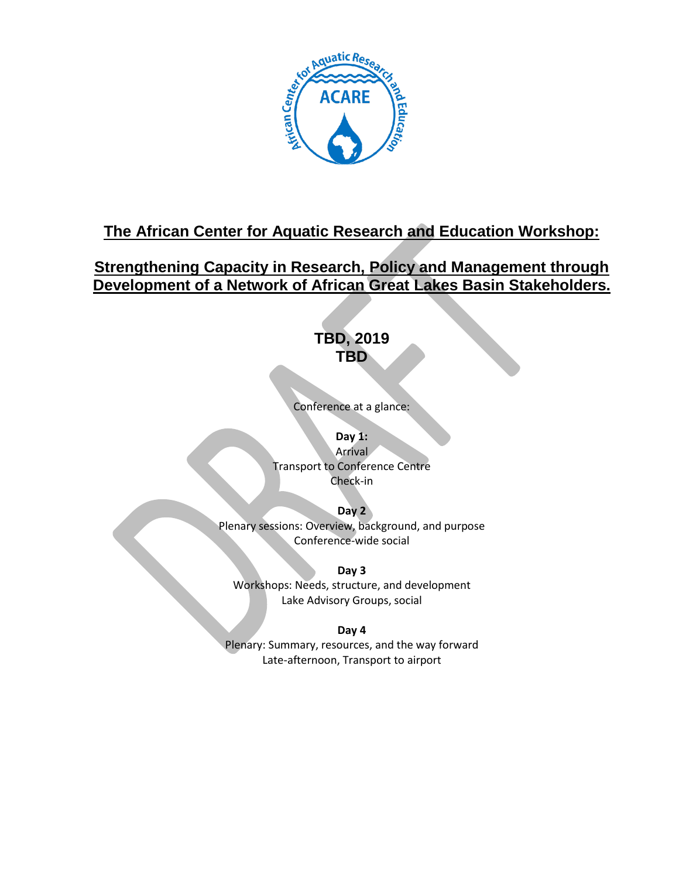# The African Center for Aquatic Research and Education Workshop:

## Strengthening Capacity in Research, Policy and Management through Development of a Network of African Great Lakes Basin Stakeholders.

**TBD, 2019**
**TBD**

Conference at a glance:

**Day 1:**
Arrival
Transport to Conference Centre
Check-in

**Day 2**
Plenary sessions: Overview, background, and purpose
Conference-wide social

**Day 3**
Workshops: Needs, structure, and development
Lake Advisory Groups, social

**Day 4**
Plenary: Summary, resources, and the way forward
Late-afternoon, Transport to airport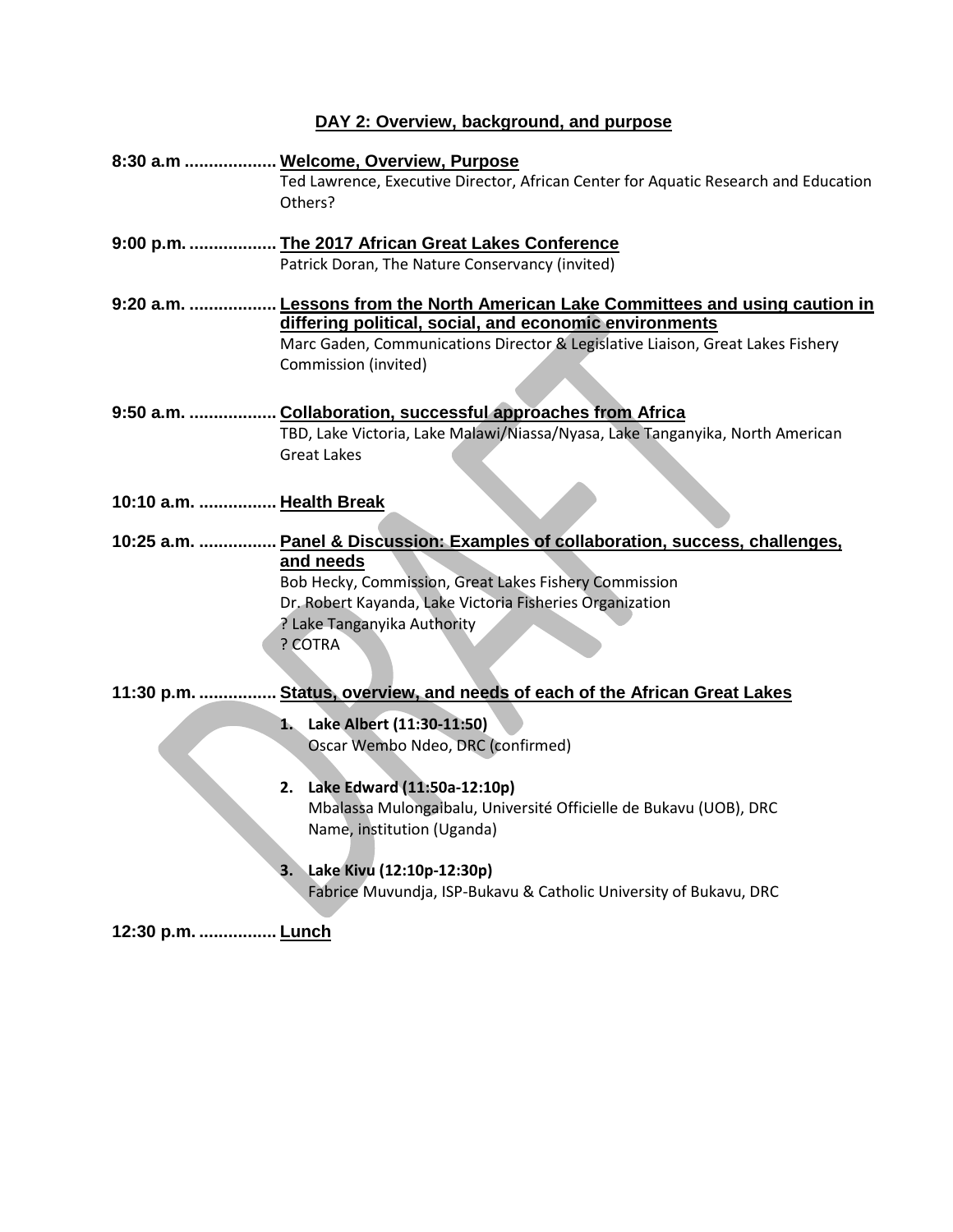## DAY 2: Overview, background, and purpose

**8:30 a.m ................... Welcome, Overview, Purpose**

Ted Lawrence, Executive Director, African Center for Aquatic Research and Education

Others?

**9:00 p.m. .................. The 2017 African Great Lakes Conference**

Patrick Doran, The Nature Conservancy (invited)

**9:20 a.m. .................. Lessons from the North American Lake Committees and using caution in differing political, social, and economic environments**

Marc Gaden, Communications Director & Legislative Liaison, Great Lakes Fishery Commission (invited)

**9:50 a.m. .................. Collaboration, successful approaches from Africa**

TBD, Lake Victoria, Lake Malawi/Niassa/Nyasa, Lake Tanganyika, North American Great Lakes

**10:10 a.m. ................ Health Break**

**10:25 a.m. ................ Panel & Discussion: Examples of collaboration, success, challenges, and needs**

Bob Hecky, Commission, Great Lakes Fishery Commission

Dr. Robert Kayanda, Lake Victoria Fisheries Organization

? Lake Tanganyika Authority

? COTRA

**11:30 p.m. ................ Status, overview, and needs of each of the African Great Lakes**

1. **Lake Albert (11:30-11:50)**
   Oscar Wembo Ndeo, DRC (confirmed)

2. **Lake Edward (11:50a-12:10p)**
   Mbalassa Mulongaibalu, Université Officielle de Bukavu (UOB), DRC
   Name, institution (Uganda)

3. **Lake Kivu (12:10p-12:30p)**
   Fabrice Muvundja, ISP-Bukavu & Catholic University of Bukavu, DRC

**12:30 p.m. ................ Lunch**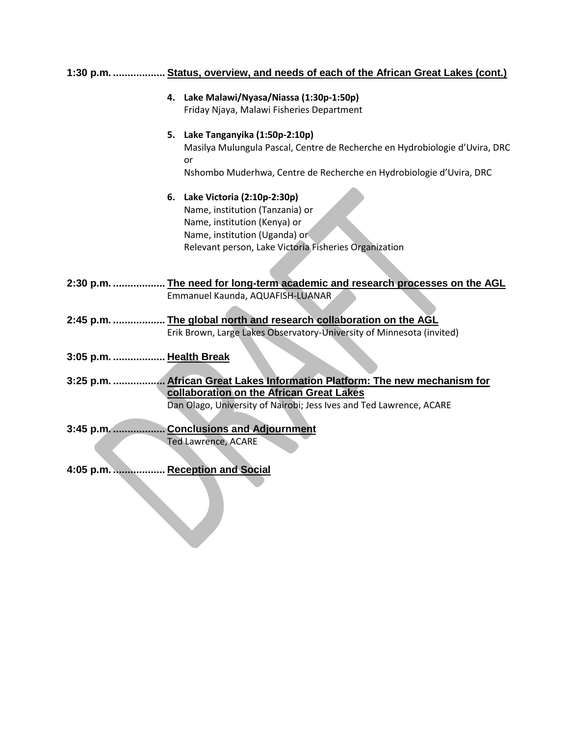**1:30 p.m. .................. Status, overview, and needs of each of the African Great Lakes (cont.)**

4. **Lake Malawi/Nyasa/Niassa (1:30p-1:50p)**
   Friday Njaya, Malawi Fisheries Department

5. **Lake Tanganyika (1:50p-2:10p)**
   Masilya Mulungula Pascal, Centre de Recherche en Hydrobiologie d'Uvira, DRC
   or
   Nshombo Muderhwa, Centre de Recherche en Hydrobiologie d'Uvira, DRC

6. **Lake Victoria (2:10p-2:30p)**
   Name, institution (Tanzania) or
   Name, institution (Kenya) or
   Name, institution (Uganda) or
   Relevant person, Lake Victoria Fisheries Organization

**2:30 p.m. .................. The need for long-term academic and research processes on the AGL**
Emmanuel Kaunda, AQUAFISH-LUANAR

**2:45 p.m. .................. The global north and research collaboration on the AGL**
Erik Brown, Large Lakes Observatory-University of Minnesota (invited)

**3:05 p.m. .................. Health Break**

**3:25 p.m. .................. African Great Lakes Information Platform: The new mechanism for collaboration on the African Great Lakes**
Dan Olago, University of Nairobi; Jess Ives and Ted Lawrence, ACARE

**3:45 p.m. .................. Conclusions and Adjournment**
Ted Lawrence, ACARE

**4:05 p.m. .................. Reception and Social**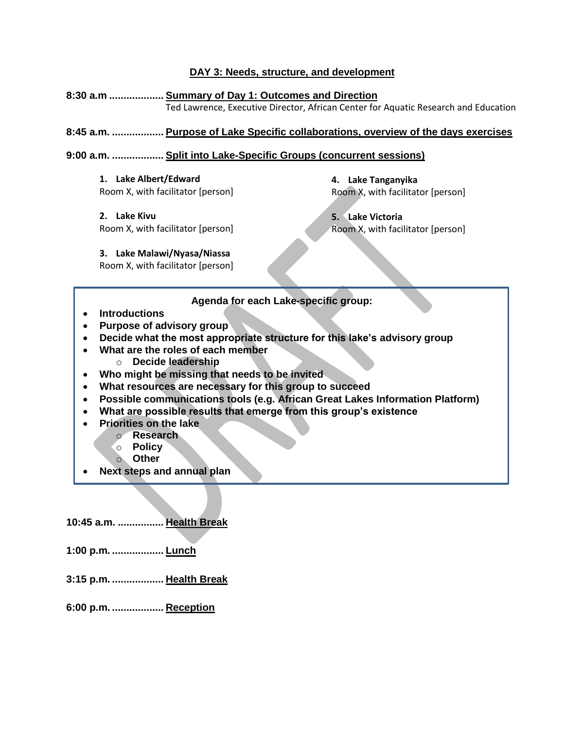## DAY 3: Needs, structure, and development

**8:30 a.m ................... Summary of Day 1: Outcomes and Direction**
Ted Lawrence, Executive Director, African Center for Aquatic Research and Education

**8:45 a.m. .................. Purpose of Lake Specific collaborations, overview of the days exercises**

**9:00 a.m. .................. Split into Lake-Specific Groups (concurrent sessions)**

1. **Lake Albert/Edward**
   Room X, with facilitator [person]
2. **Lake Kivu**
   Room X, with facilitator [person]
3. **Lake Malawi/Nyasa/Niassa**
   Room X, with facilitator [person]
4. **Lake Tanganyika**
   Room X, with facilitator [person]
5. **Lake Victoria**
   Room X, with facilitator [person]

**Agenda for each Lake-specific group:**

- **Introductions**
- **Purpose of advisory group**
- **Decide what the most appropriate structure for this lake's advisory group**
- **What are the roles of each member**
  - **Decide leadership**
- **Who might be missing that needs to be invited**
- **What resources are necessary for this group to succeed**
- **Possible communications tools (e.g. African Great Lakes Information Platform)**
- **What are possible results that emerge from this group's existence**
- **Priorities on the lake**
  - **Research**
  - **Policy**
  - **Other**
- **Next steps and annual plan**

**10:45 a.m. ................ Health Break**

**1:00 p.m. .................. Lunch**

**3:15 p.m. .................. Health Break**

**6:00 p.m. .................. Reception**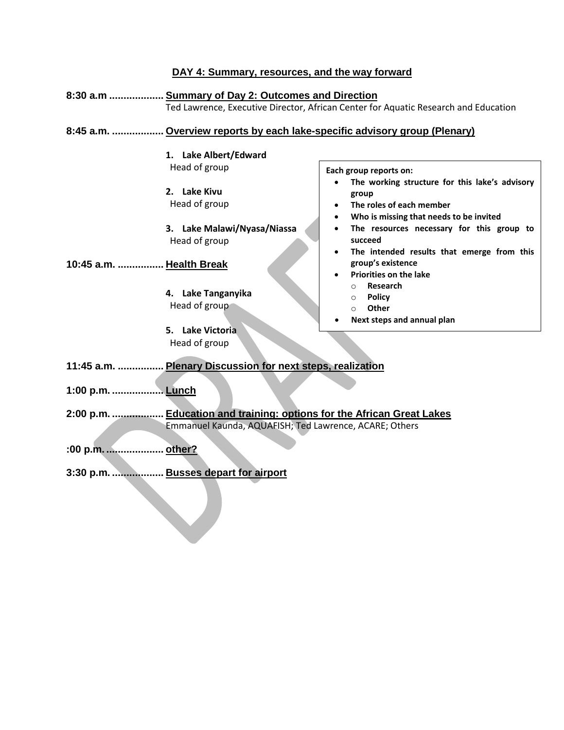## DAY 4: Summary, resources, and the way forward

**8:30 a.m ................... Summary of Day 2: Outcomes and Direction**
Ted Lawrence, Executive Director, African Center for Aquatic Research and Education

**8:45 a.m. .................. Overview reports by each lake-specific advisory group (Plenary)**

1. **Lake Albert/Edward**
   Head of group

2. **Lake Kivu**
   Head of group

3. **Lake Malawi/Nyasa/Niassa**
   Head of group

**10:45 a.m. ................ Health Break**

4. **Lake Tanganyika**
   Head of group

5. **Lake Victoria**
   Head of group

**Each group reports on:**

- **The working structure for this lake's advisory group**
- **The roles of each member**
- **Who is missing that needs to be invited**
- **The resources necessary for this group to succeed**
- **The intended results that emerge from this group's existence**
- **Priorities on the lake**
  - **Research**
  - **Policy**
  - **Other**
- **Next steps and annual plan**

**11:45 a.m. ................ Plenary Discussion for next steps, realization**

**1:00 p.m. .................. Lunch**

**2:00 p.m. .................. Education and training: options for the African Great Lakes**
Emmanuel Kaunda, AQUAFISH; Ted Lawrence, ACARE; Others

**:00 p.m. ................... other?**

**3:30 p.m. .................. Busses depart for airport**

DRAFT